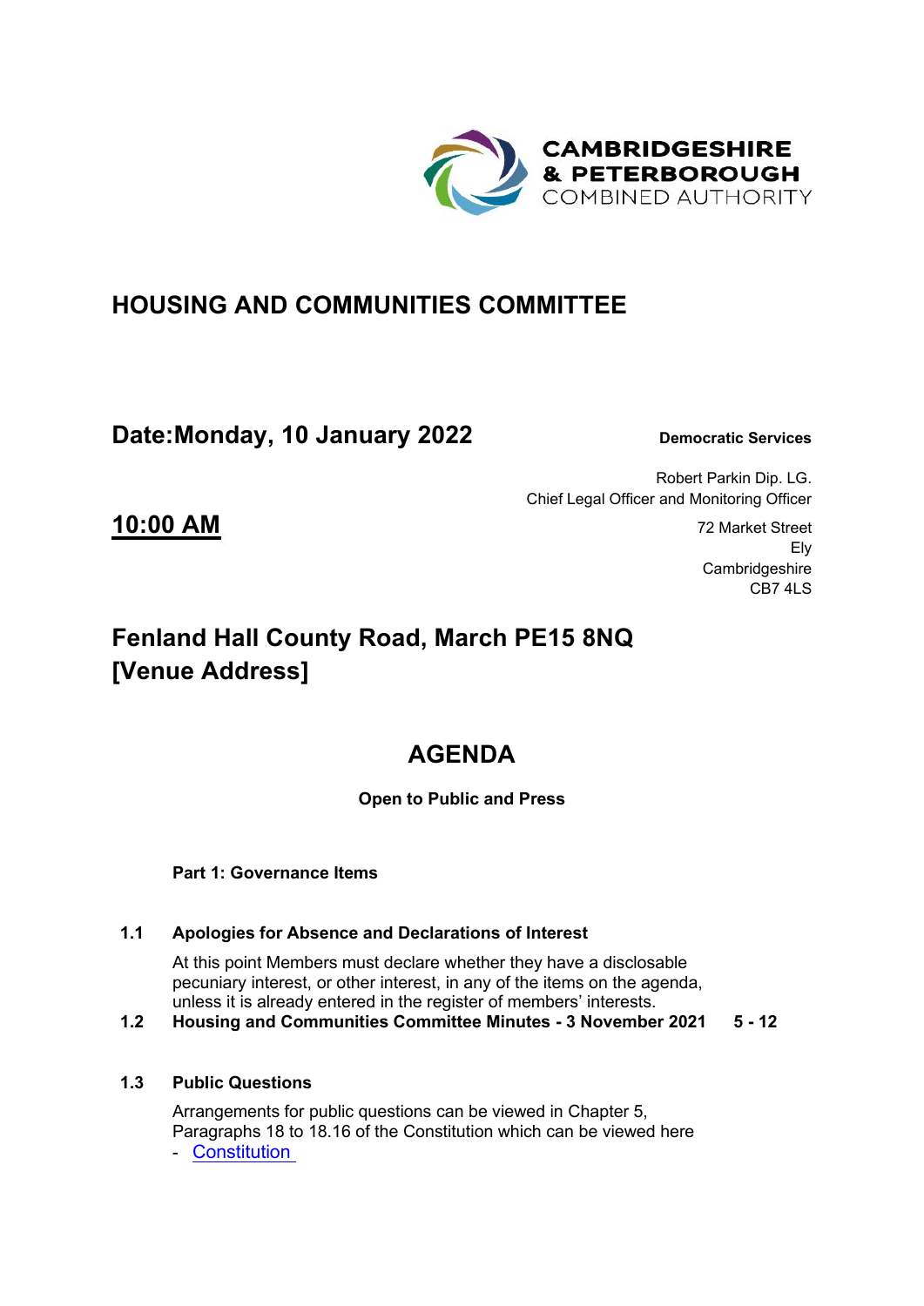CAMBRIDGESHIRE
& PETERBOROUGH
COMBINED AUTHORITY

# HOUSING AND COMMUNITIES COMMITTEE

## Date:Monday, 10 January 2022

**Democratic Services**

Robert Parkin Dip. LG.
Chief Legal Officer and Monitoring Officer

72 Market Street
Ely
Cambridgeshire
CB7 4LS

## 10:00 AM

## Fenland Hall County Road, March PE15 8NQ [Venue Address]

# AGENDA

**Open to Public and Press**

**Part 1: Governance Items**

**1.1 Apologies for Absence and Declarations of Interest**

At this point Members must declare whether they have a disclosable pecuniary interest, or other interest, in any of the items on the agenda, unless it is already entered in the register of members' interests.

**1.2 Housing and Communities Committee Minutes - 3 November 2021** 5 - 12

**1.3 Public Questions**

Arrangements for public questions can be viewed in Chapter 5, Paragraphs 18 to 18.16 of the Constitution which can be viewed here

- Constitution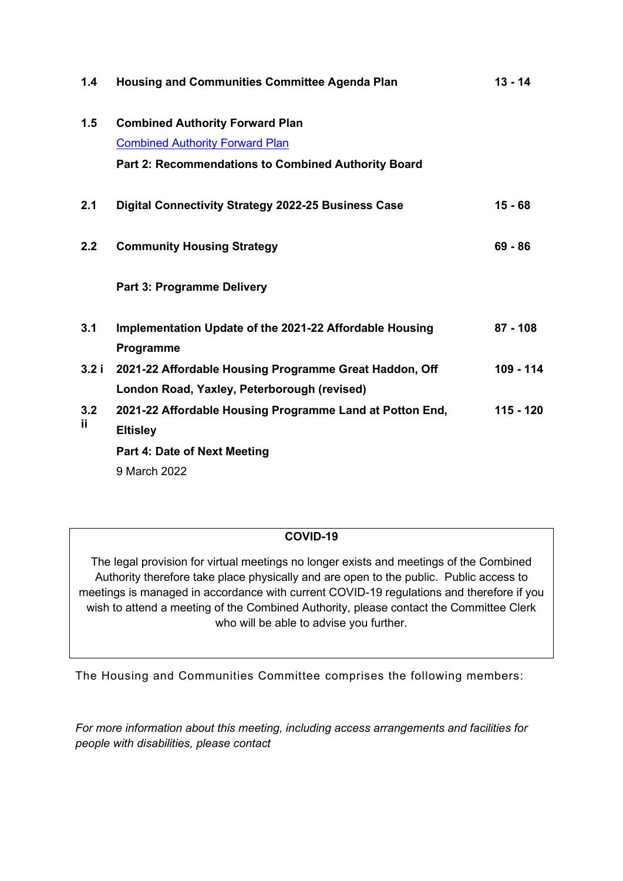| | | |
|---|---|---|
| **1.4** | **Housing and Communities Committee Agenda Plan** | **13 - 14** |
| **1.5** | **Combined Authority Forward Plan**<br>Combined Authority Forward Plan | |
| | **Part 2: Recommendations to Combined Authority Board** | |
| **2.1** | **Digital Connectivity Strategy 2022-25 Business Case** | **15 - 68** |
| **2.2** | **Community Housing Strategy** | **69 - 86** |
| | **Part 3: Programme Delivery** | |
| **3.1** | **Implementation Update of the 2021-22 Affordable Housing Programme** | **87 - 108** |
| **3.2 i** | **2021-22 Affordable Housing Programme Great Haddon, Off London Road, Yaxley, Peterborough (revised)** | **109 - 114** |
| **3.2 ii** | **2021-22 Affordable Housing Programme Land at Potton End, Eltisley** | **115 - 120** |
| | **Part 4: Date of Next Meeting**<br>9 March 2022 | |

**COVID-19**

The legal provision for virtual meetings no longer exists and meetings of the Combined Authority therefore take place physically and are open to the public. Public access to meetings is managed in accordance with current COVID-19 regulations and therefore if you wish to attend a meeting of the Combined Authority, please contact the Committee Clerk who will be able to advise you further.

The Housing and Communities Committee comprises the following members:

*For more information about this meeting, including access arrangements and facilities for people with disabilities, please contact*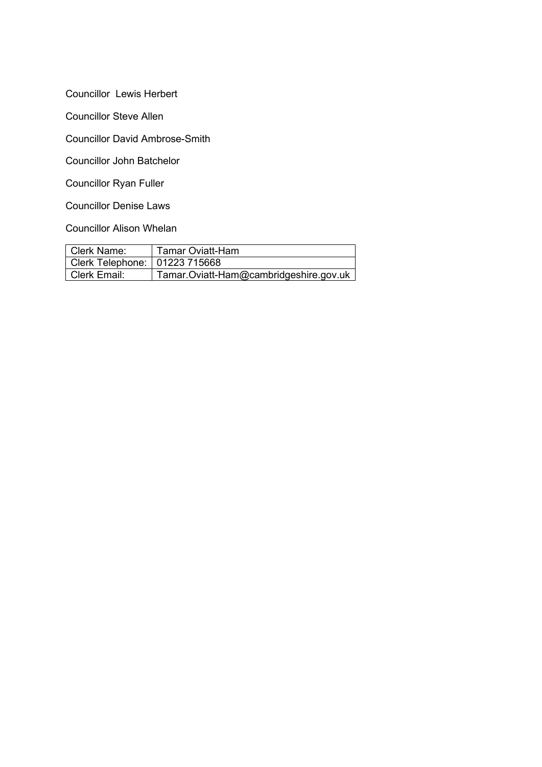Councillor Lewis Herbert

Councillor Steve Allen

Councillor David Ambrose-Smith

Councillor John Batchelor

Councillor Ryan Fuller

Councillor Denise Laws

Councillor Alison Whelan

| | |
|---|---|
| Clerk Name: | Tamar Oviatt-Ham |
| Clerk Telephone: | 01223 715668 |
| Clerk Email: | Tamar.Oviatt-Ham@cambridgeshire.gov.uk |